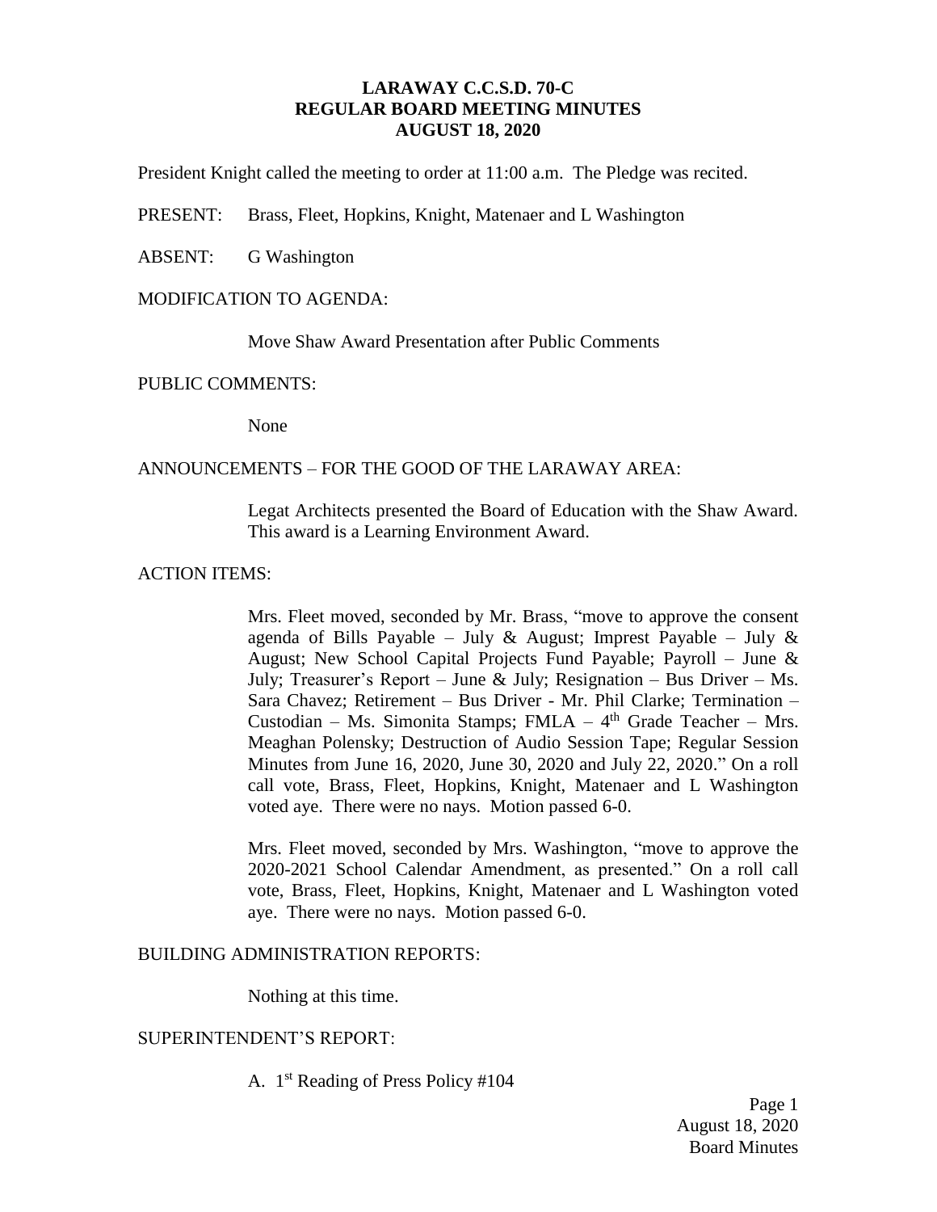# LARAWAY C.C.S.D. 70-C
# REGULAR BOARD MEETING MINUTES
# AUGUST 18, 2020

President Knight called the meeting to order at 11:00 a.m. The Pledge was recited.

PRESENT: Brass, Fleet, Hopkins, Knight, Matenaer and L Washington

ABSENT: G Washington

MODIFICATION TO AGENDA:

Move Shaw Award Presentation after Public Comments

PUBLIC COMMENTS:

None

ANNOUNCEMENTS – FOR THE GOOD OF THE LARAWAY AREA:

Legat Architects presented the Board of Education with the Shaw Award. This award is a Learning Environment Award.

ACTION ITEMS:

Mrs. Fleet moved, seconded by Mr. Brass, "move to approve the consent agenda of Bills Payable – July & August; Imprest Payable – July & August; New School Capital Projects Fund Payable; Payroll – June & July; Treasurer's Report – June & July; Resignation – Bus Driver – Ms. Sara Chavez; Retirement – Bus Driver - Mr. Phil Clarke; Termination – Custodian – Ms. Simonita Stamps; FMLA – 4th Grade Teacher – Mrs. Meaghan Polensky; Destruction of Audio Session Tape; Regular Session Minutes from June 16, 2020, June 30, 2020 and July 22, 2020." On a roll call vote, Brass, Fleet, Hopkins, Knight, Matenaer and L Washington voted aye. There were no nays. Motion passed 6-0.

Mrs. Fleet moved, seconded by Mrs. Washington, "move to approve the 2020-2021 School Calendar Amendment, as presented." On a roll call vote, Brass, Fleet, Hopkins, Knight, Matenaer and L Washington voted aye. There were no nays. Motion passed 6-0.

BUILDING ADMINISTRATION REPORTS:

Nothing at this time.

SUPERINTENDENT'S REPORT:

A. 1st Reading of Press Policy #104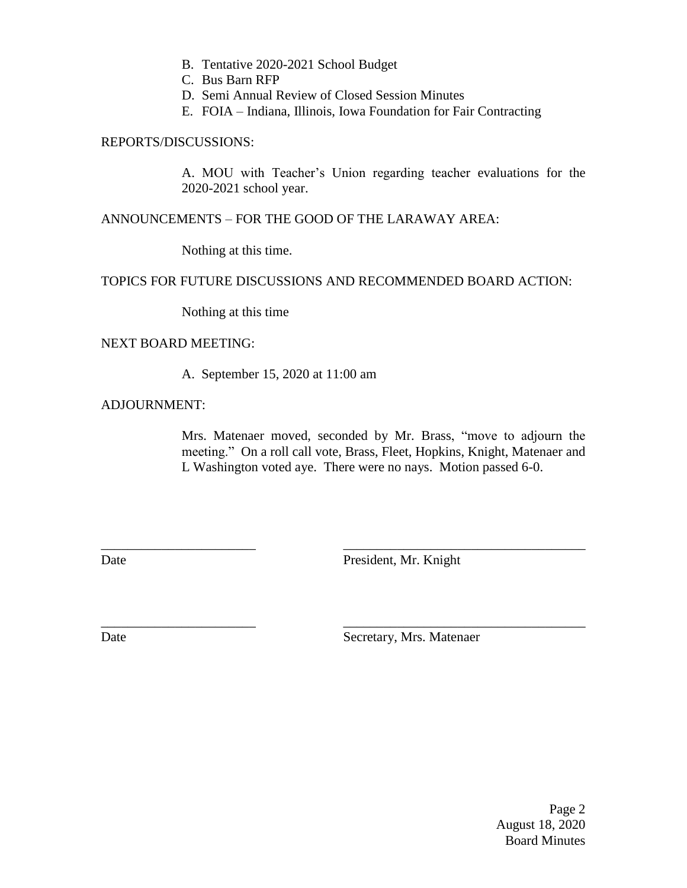B. Tentative 2020-2021 School Budget
C. Bus Barn RFP
D. Semi Annual Review of Closed Session Minutes
E. FOIA – Indiana, Illinois, Iowa Foundation for Fair Contracting

REPORTS/DISCUSSIONS:

A. MOU with Teacher's Union regarding teacher evaluations for the 2020-2021 school year.

ANNOUNCEMENTS – FOR THE GOOD OF THE LARAWAY AREA:

Nothing at this time.

TOPICS FOR FUTURE DISCUSSIONS AND RECOMMENDED BOARD ACTION:

Nothing at this time

NEXT BOARD MEETING:

A. September 15, 2020 at 11:00 am

ADJOURNMENT:

Mrs. Matenaer moved, seconded by Mr. Brass, "move to adjourn the meeting." On a roll call vote, Brass, Fleet, Hopkins, Knight, Matenaer and L Washington voted aye. There were no nays. Motion passed 6-0.

_______________________ _____________________________________

Date President, Mr. Knight

_______________________ _____________________________________

Date Secretary, Mrs. Matenaer